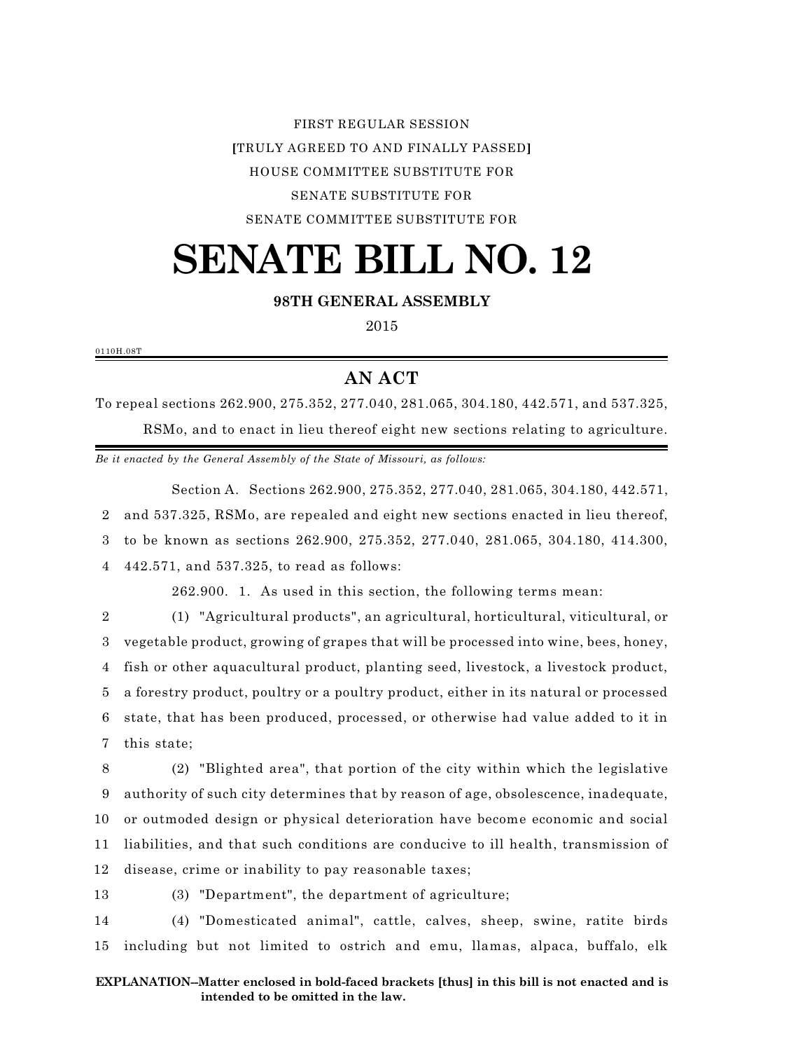FIRST REGULAR SESSION

**[**TRULY AGREED TO AND FINALLY PASSED**]**

HOUSE COMMITTEE SUBSTITUTE FOR

SENATE SUBSTITUTE FOR

SENATE COMMITTEE SUBSTITUTE FOR

# SENATE BILL NO. 12

**98TH GENERAL ASSEMBLY**

2015

0110H.08T

## AN ACT

To repeal sections 262.900, 275.352, 277.040, 281.065, 304.180, 442.571, and 537.325, RSMo, and to enact in lieu thereof eight new sections relating to agriculture.

*Be it enacted by the General Assembly of the State of Missouri, as follows:*

Section A. Sections 262.900, 275.352, 277.040, 281.065, 304.180, 442.571, and 537.325, RSMo, are repealed and eight new sections enacted in lieu thereof, to be known as sections 262.900, 275.352, 277.040, 281.065, 304.180, 414.300, 442.571, and 537.325, to read as follows:

262.900. 1. As used in this section, the following terms mean:

(1) "Agricultural products", an agricultural, horticultural, viticultural, or vegetable product, growing of grapes that will be processed into wine, bees, honey, fish or other aquacultural product, planting seed, livestock, a livestock product, a forestry product, poultry or a poultry product, either in its natural or processed state, that has been produced, processed, or otherwise had value added to it in this state;

(2) "Blighted area", that portion of the city within which the legislative authority of such city determines that by reason of age, obsolescence, inadequate, or outmoded design or physical deterioration have become economic and social liabilities, and that such conditions are conducive to ill health, transmission of disease, crime or inability to pay reasonable taxes;

(3) "Department", the department of agriculture;

(4) "Domesticated animal", cattle, calves, sheep, swine, ratite birds including but not limited to ostrich and emu, llamas, alpaca, buffalo, elk

**EXPLANATION–Matter enclosed in bold-faced brackets [thus] in this bill is not enacted and is intended to be omitted in the law.**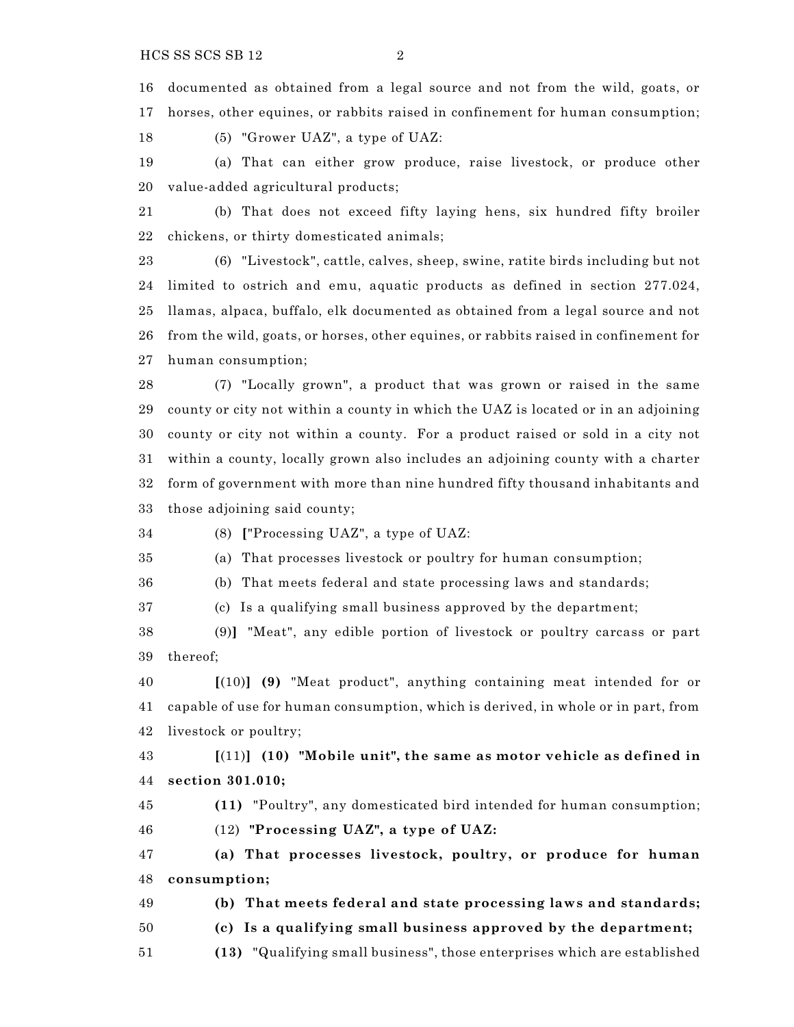16 documented as obtained from a legal source and not from the wild, goats, or
17 horses, other equines, or rabbits raised in confinement for human consumption;

18 (5) "Grower UAZ", a type of UAZ:

19 (a) That can either grow produce, raise livestock, or produce other
20 value-added agricultural products;

21 (b) That does not exceed fifty laying hens, six hundred fifty broiler
22 chickens, or thirty domesticated animals;

23 (6) "Livestock", cattle, calves, sheep, swine, ratite birds including but not
24 limited to ostrich and emu, aquatic products as defined in section 277.024,
25 llamas, alpaca, buffalo, elk documented as obtained from a legal source and not
26 from the wild, goats, or horses, other equines, or rabbits raised in confinement for
27 human consumption;

28 (7) "Locally grown", a product that was grown or raised in the same
29 county or city not within a county in which the UAZ is located or in an adjoining
30 county or city not within a county. For a product raised or sold in a city not
31 within a county, locally grown also includes an adjoining county with a charter
32 form of government with more than nine hundred fifty thousand inhabitants and
33 those adjoining said county;

34 (8) **[**"Processing UAZ", a type of UAZ:

35 (a) That processes livestock or poultry for human consumption;

36 (b) That meets federal and state processing laws and standards;

37 (c) Is a qualifying small business approved by the department;

38 (9)**]** "Meat", any edible portion of livestock or poultry carcass or part
39 thereof;

40 **[**(10)**]** **(9)** "Meat product", anything containing meat intended for or
41 capable of use for human consumption, which is derived, in whole or in part, from
42 livestock or poultry;

43 **[**(11)**]** **(10) "Mobile unit", the same as motor vehicle as defined in
44 section 301.010;**

45 **(11)** "Poultry", any domesticated bird intended for human consumption;

46 (12) **"Processing UAZ", a type of UAZ:**

47 **(a) That processes livestock, poultry, or produce for human
48 consumption;**

49 **(b) That meets federal and state processing laws and standards;**

50 **(c) Is a qualifying small business approved by the department;**

51 **(13)** "Qualifying small business", those enterprises which are established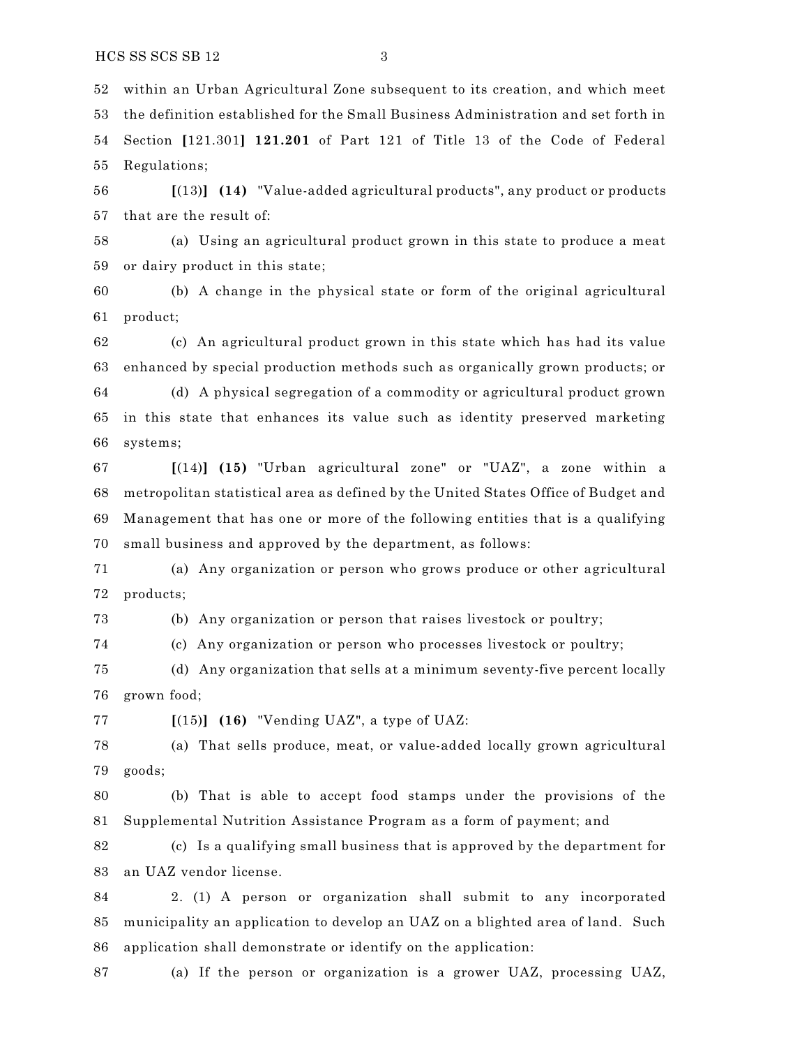52 within an Urban Agricultural Zone subsequent to its creation, and which meet
53 the definition established for the Small Business Administration and set forth in
54 Section [121.301] **121.201** of Part 121 of Title 13 of the Code of Federal
55 Regulations;

56 [(13)] **(14)** "Value-added agricultural products", any product or products
57 that are the result of:

58 (a) Using an agricultural product grown in this state to produce a meat
59 or dairy product in this state;

60 (b) A change in the physical state or form of the original agricultural
61 product;

62 (c) An agricultural product grown in this state which has had its value
63 enhanced by special production methods such as organically grown products; or

64 (d) A physical segregation of a commodity or agricultural product grown
65 in this state that enhances its value such as identity preserved marketing
66 systems;

67 [(14)] **(15)** "Urban agricultural zone" or "UAZ", a zone within a
68 metropolitan statistical area as defined by the United States Office of Budget and
69 Management that has one or more of the following entities that is a qualifying
70 small business and approved by the department, as follows:

71 (a) Any organization or person who grows produce or other agricultural
72 products;

73 (b) Any organization or person that raises livestock or poultry;

74 (c) Any organization or person who processes livestock or poultry;

75 (d) Any organization that sells at a minimum seventy-five percent locally
76 grown food;

77 [(15)] **(16)** "Vending UAZ", a type of UAZ:

78 (a) That sells produce, meat, or value-added locally grown agricultural
79 goods;

80 (b) That is able to accept food stamps under the provisions of the
81 Supplemental Nutrition Assistance Program as a form of payment; and

82 (c) Is a qualifying small business that is approved by the department for
83 an UAZ vendor license.

84 2. (1) A person or organization shall submit to any incorporated
85 municipality an application to develop an UAZ on a blighted area of land. Such
86 application shall demonstrate or identify on the application:

87 (a) If the person or organization is a grower UAZ, processing UAZ,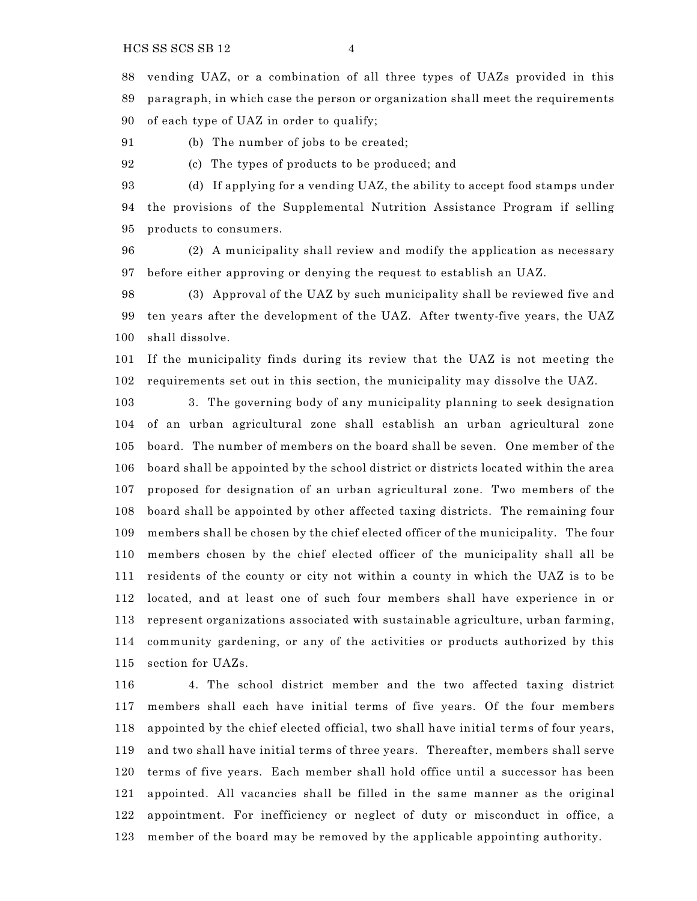vending UAZ, or a combination of all three types of UAZs provided in this paragraph, in which case the person or organization shall meet the requirements of each type of UAZ in order to qualify;

(b) The number of jobs to be created;

(c) The types of products to be produced; and

(d) If applying for a vending UAZ, the ability to accept food stamps under the provisions of the Supplemental Nutrition Assistance Program if selling products to consumers.

(2) A municipality shall review and modify the application as necessary before either approving or denying the request to establish an UAZ.

(3) Approval of the UAZ by such municipality shall be reviewed five and ten years after the development of the UAZ. After twenty-five years, the UAZ shall dissolve.

If the municipality finds during its review that the UAZ is not meeting the requirements set out in this section, the municipality may dissolve the UAZ.

3. The governing body of any municipality planning to seek designation of an urban agricultural zone shall establish an urban agricultural zone board. The number of members on the board shall be seven. One member of the board shall be appointed by the school district or districts located within the area proposed for designation of an urban agricultural zone. Two members of the board shall be appointed by other affected taxing districts. The remaining four members shall be chosen by the chief elected officer of the municipality. The four members chosen by the chief elected officer of the municipality shall all be residents of the county or city not within a county in which the UAZ is to be located, and at least one of such four members shall have experience in or represent organizations associated with sustainable agriculture, urban farming, community gardening, or any of the activities or products authorized by this section for UAZs.

4. The school district member and the two affected taxing district members shall each have initial terms of five years. Of the four members appointed by the chief elected official, two shall have initial terms of four years, and two shall have initial terms of three years. Thereafter, members shall serve terms of five years. Each member shall hold office until a successor has been appointed. All vacancies shall be filled in the same manner as the original appointment. For inefficiency or neglect of duty or misconduct in office, a member of the board may be removed by the applicable appointing authority.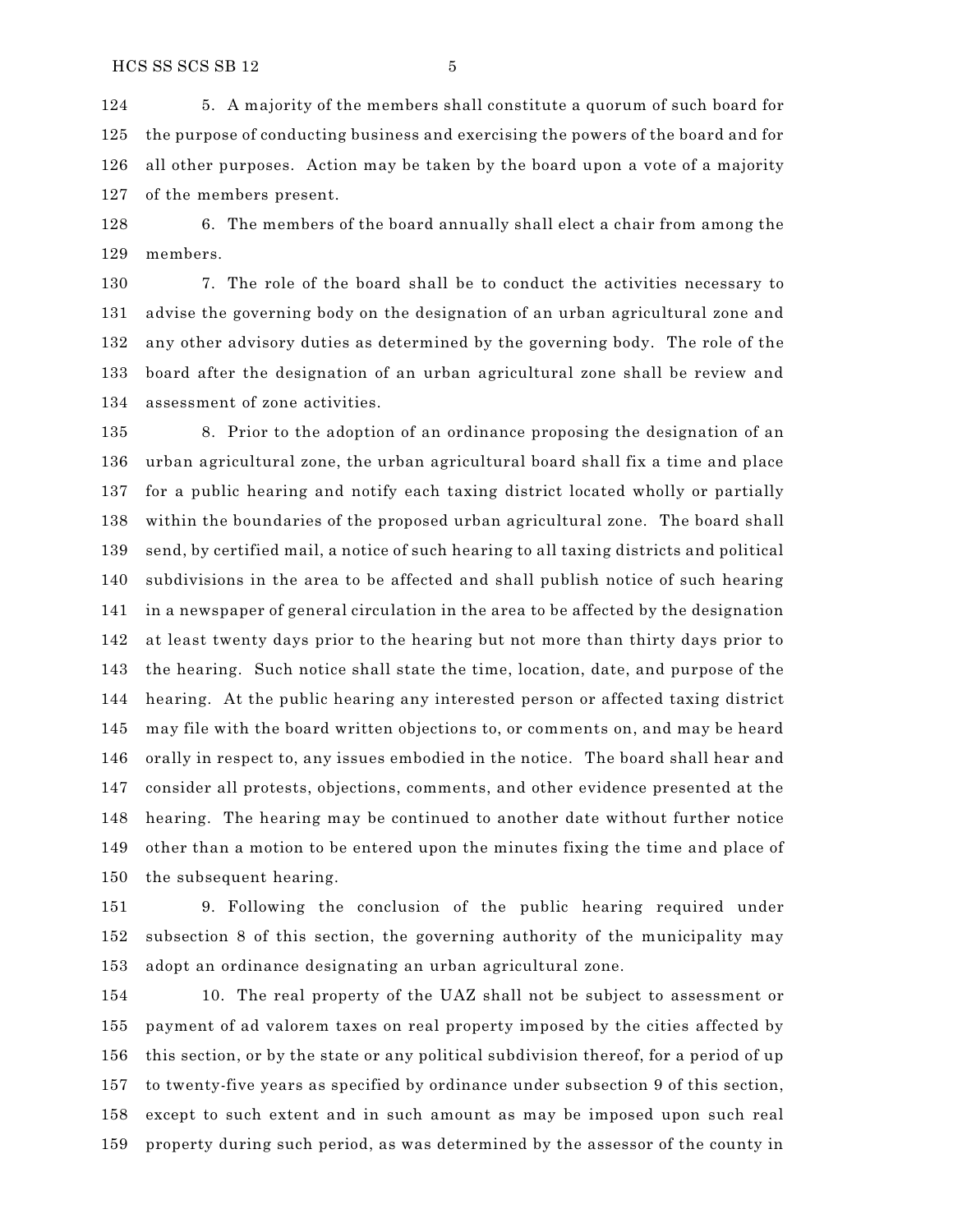5. A majority of the members shall constitute a quorum of such board for the purpose of conducting business and exercising the powers of the board and for all other purposes. Action may be taken by the board upon a vote of a majority of the members present.

6. The members of the board annually shall elect a chair from among the members.

7. The role of the board shall be to conduct the activities necessary to advise the governing body on the designation of an urban agricultural zone and any other advisory duties as determined by the governing body. The role of the board after the designation of an urban agricultural zone shall be review and assessment of zone activities.

8. Prior to the adoption of an ordinance proposing the designation of an urban agricultural zone, the urban agricultural board shall fix a time and place for a public hearing and notify each taxing district located wholly or partially within the boundaries of the proposed urban agricultural zone. The board shall send, by certified mail, a notice of such hearing to all taxing districts and political subdivisions in the area to be affected and shall publish notice of such hearing in a newspaper of general circulation in the area to be affected by the designation at least twenty days prior to the hearing but not more than thirty days prior to the hearing. Such notice shall state the time, location, date, and purpose of the hearing. At the public hearing any interested person or affected taxing district may file with the board written objections to, or comments on, and may be heard orally in respect to, any issues embodied in the notice. The board shall hear and consider all protests, objections, comments, and other evidence presented at the hearing. The hearing may be continued to another date without further notice other than a motion to be entered upon the minutes fixing the time and place of the subsequent hearing.

9. Following the conclusion of the public hearing required under subsection 8 of this section, the governing authority of the municipality may adopt an ordinance designating an urban agricultural zone.

10. The real property of the UAZ shall not be subject to assessment or payment of ad valorem taxes on real property imposed by the cities affected by this section, or by the state or any political subdivision thereof, for a period of up to twenty-five years as specified by ordinance under subsection 9 of this section, except to such extent and in such amount as may be imposed upon such real property during such period, as was determined by the assessor of the county in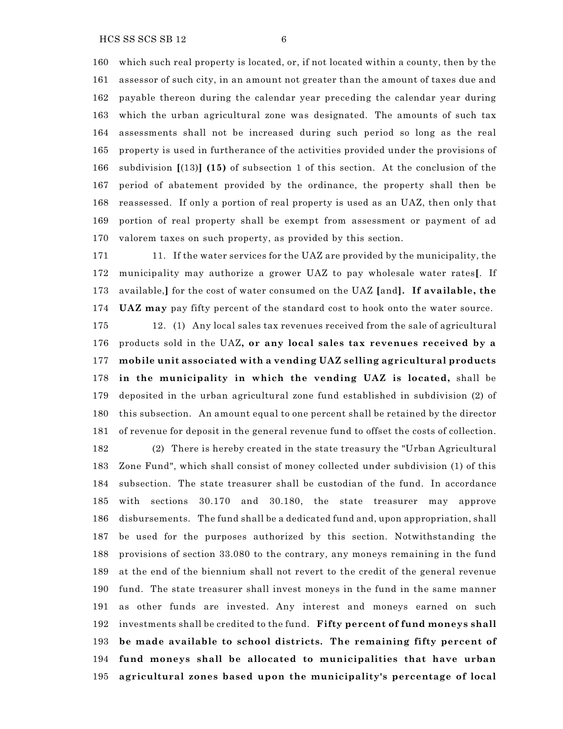which such real property is located, or, if not located within a county, then by the assessor of such city, in an amount not greater than the amount of taxes due and payable thereon during the calendar year preceding the calendar year during which the urban agricultural zone was designated. The amounts of such tax assessments shall not be increased during such period so long as the real property is used in furtherance of the activities provided under the provisions of subdivision [(13)] **(15)** of subsection 1 of this section. At the conclusion of the period of abatement provided by the ordinance, the property shall then be reassessed. If only a portion of real property is used as an UAZ, then only that portion of real property shall be exempt from assessment or payment of ad valorem taxes on such property, as provided by this section.

11. If the water services for the UAZ are provided by the municipality, the municipality may authorize a grower UAZ to pay wholesale water rates[. If available,] for the cost of water consumed on the UAZ [and]**. If available, the UAZ may** pay fifty percent of the standard cost to hook onto the water source.

12. (1) Any local sales tax revenues received from the sale of agricultural products sold in the UAZ**, or any local sales tax revenues received by a mobile unit associated with a vending UAZ selling agricultural products in the municipality in which the vending UAZ is located,** shall be deposited in the urban agricultural zone fund established in subdivision (2) of this subsection. An amount equal to one percent shall be retained by the director of revenue for deposit in the general revenue fund to offset the costs of collection.

(2) There is hereby created in the state treasury the "Urban Agricultural Zone Fund", which shall consist of money collected under subdivision (1) of this subsection. The state treasurer shall be custodian of the fund. In accordance with sections 30.170 and 30.180, the state treasurer may approve disbursements. The fund shall be a dedicated fund and, upon appropriation, shall be used for the purposes authorized by this section. Notwithstanding the provisions of section 33.080 to the contrary, any moneys remaining in the fund at the end of the biennium shall not revert to the credit of the general revenue fund. The state treasurer shall invest moneys in the fund in the same manner as other funds are invested. Any interest and moneys earned on such investments shall be credited to the fund. **Fifty percent of fund moneys shall be made available to school districts. The remaining fifty percent of fund moneys shall be allocated to municipalities that have urban agricultural zones based upon the municipality's percentage of local**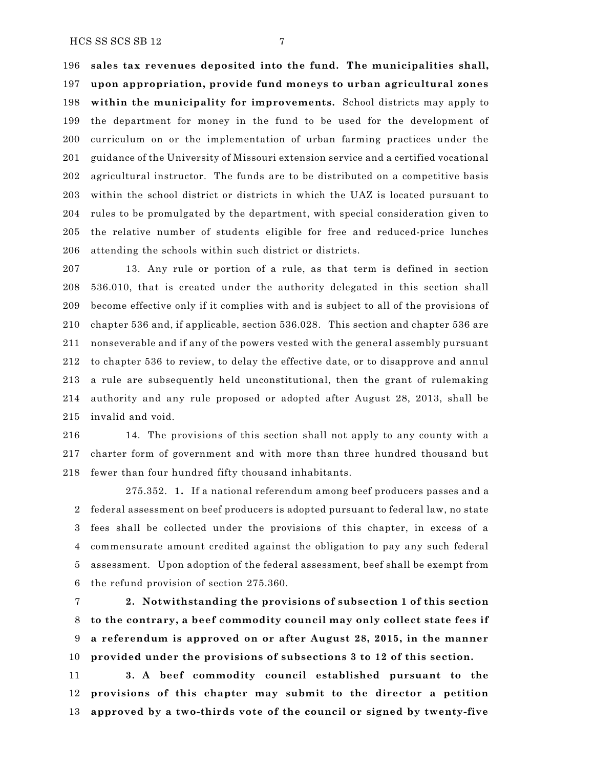**sales tax revenues deposited into the fund. The municipalities shall, upon appropriation, provide fund moneys to urban agricultural zones within the municipality for improvements.** School districts may apply to the department for money in the fund to be used for the development of curriculum on or the implementation of urban farming practices under the guidance of the University of Missouri extension service and a certified vocational agricultural instructor. The funds are to be distributed on a competitive basis within the school district or districts in which the UAZ is located pursuant to rules to be promulgated by the department, with special consideration given to the relative number of students eligible for free and reduced-price lunches attending the schools within such district or districts.

13. Any rule or portion of a rule, as that term is defined in section 536.010, that is created under the authority delegated in this section shall become effective only if it complies with and is subject to all of the provisions of chapter 536 and, if applicable, section 536.028. This section and chapter 536 are nonseverable and if any of the powers vested with the general assembly pursuant to chapter 536 to review, to delay the effective date, or to disapprove and annul a rule are subsequently held unconstitutional, then the grant of rulemaking authority and any rule proposed or adopted after August 28, 2013, shall be invalid and void.

14. The provisions of this section shall not apply to any county with a charter form of government and with more than three hundred thousand but fewer than four hundred fifty thousand inhabitants.

275.352. **1.** If a national referendum among beef producers passes and a federal assessment on beef producers is adopted pursuant to federal law, no state fees shall be collected under the provisions of this chapter, in excess of a commensurate amount credited against the obligation to pay any such federal assessment. Upon adoption of the federal assessment, beef shall be exempt from the refund provision of section 275.360.

**2. Notwithstanding the provisions of subsection 1 of this section to the contrary, a beef commodity council may only collect state fees if a referendum is approved on or after August 28, 2015, in the manner provided under the provisions of subsections 3 to 12 of this section.**

**3. A beef commodity council established pursuant to the provisions of this chapter may submit to the director a petition approved by a two-thirds vote of the council or signed by twenty-five**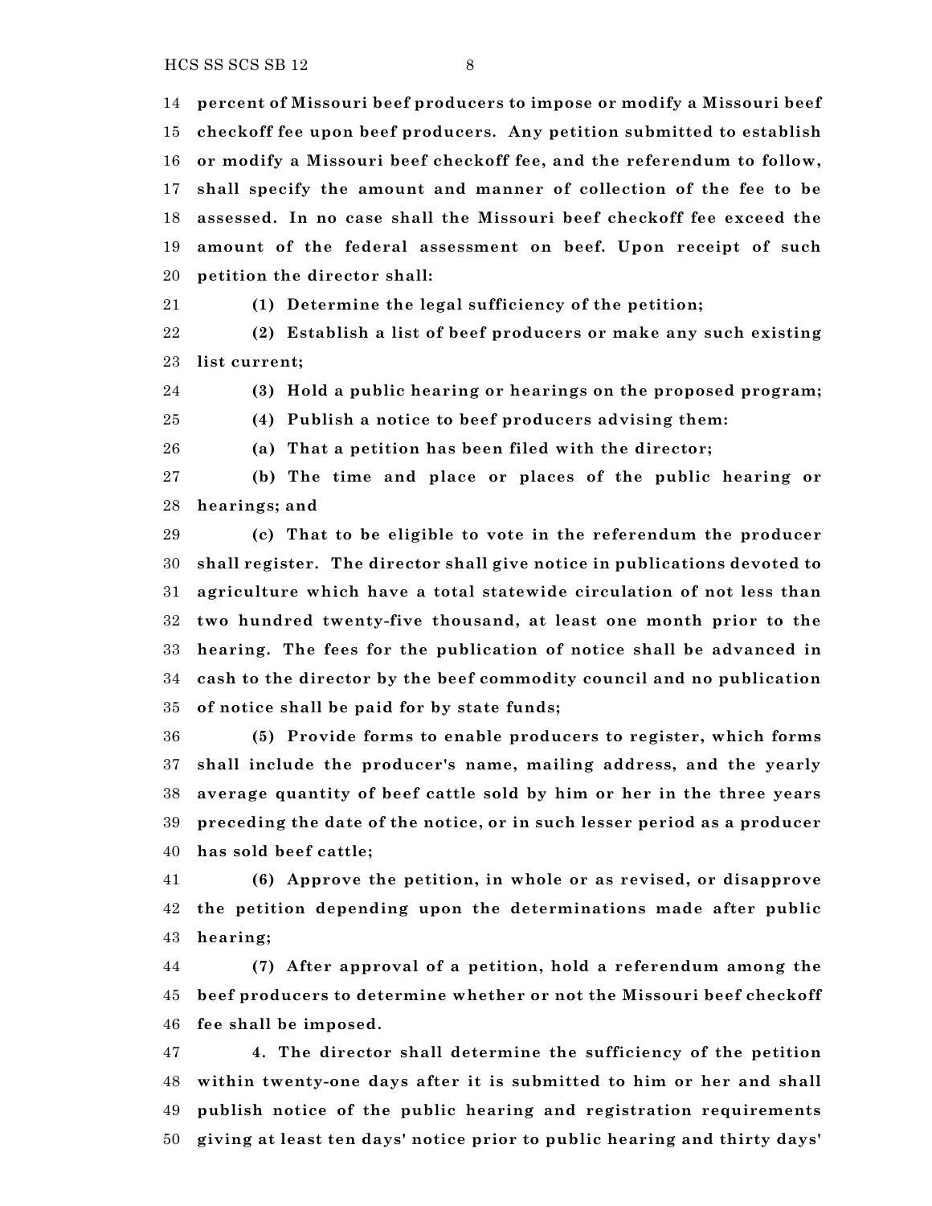**percent of Missouri beef producers to impose or modify a Missouri beef checkoff fee upon beef producers. Any petition submitted to establish or modify a Missouri beef checkoff fee, and the referendum to follow, shall specify the amount and manner of collection of the fee to be assessed. In no case shall the Missouri beef checkoff fee exceed the amount of the federal assessment on beef. Upon receipt of such petition the director shall:**

**(1) Determine the legal sufficiency of the petition;**

**(2) Establish a list of beef producers or make any such existing list current;**

**(3) Hold a public hearing or hearings on the proposed program;**

**(4) Publish a notice to beef producers advising them:**

**(a) That a petition has been filed with the director;**

**(b) The time and place or places of the public hearing or hearings; and**

**(c) That to be eligible to vote in the referendum the producer shall register. The director shall give notice in publications devoted to agriculture which have a total statewide circulation of not less than two hundred twenty-five thousand, at least one month prior to the hearing. The fees for the publication of notice shall be advanced in cash to the director by the beef commodity council and no publication of notice shall be paid for by state funds;**

**(5) Provide forms to enable producers to register, which forms shall include the producer's name, mailing address, and the yearly average quantity of beef cattle sold by him or her in the three years preceding the date of the notice, or in such lesser period as a producer has sold beef cattle;**

**(6) Approve the petition, in whole or as revised, or disapprove the petition depending upon the determinations made after public hearing;**

**(7) After approval of a petition, hold a referendum among the beef producers to determine whether or not the Missouri beef checkoff fee shall be imposed.**

**4. The director shall determine the sufficiency of the petition within twenty-one days after it is submitted to him or her and shall publish notice of the public hearing and registration requirements giving at least ten days' notice prior to public hearing and thirty days'**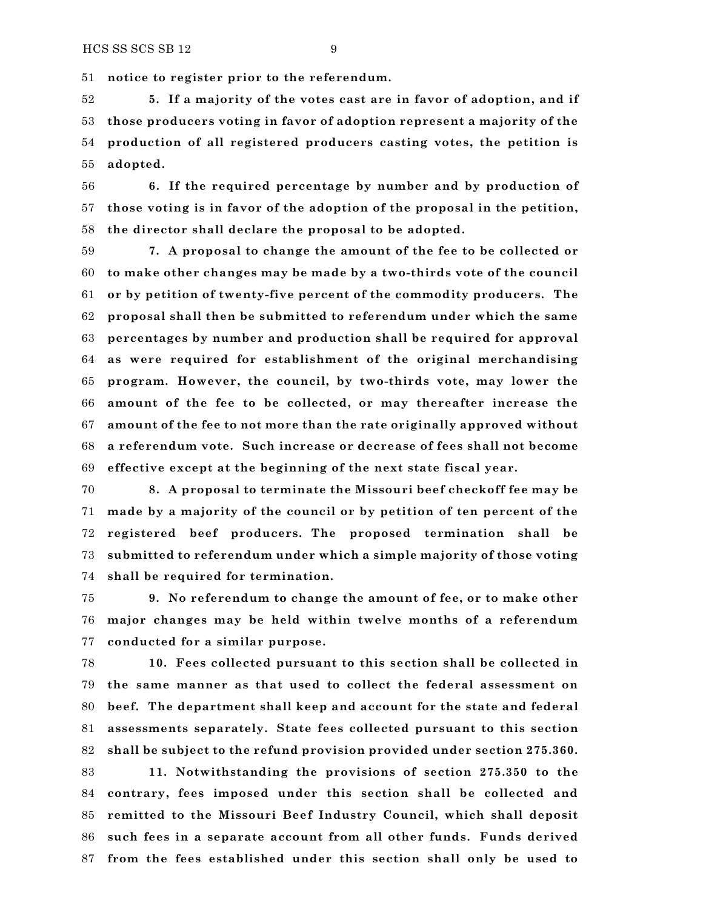**notice to register prior to the referendum.**

**5. If a majority of the votes cast are in favor of adoption, and if those producers voting in favor of adoption represent a majority of the production of all registered producers casting votes, the petition is adopted.**

**6. If the required percentage by number and by production of those voting is in favor of the adoption of the proposal in the petition, the director shall declare the proposal to be adopted.**

**7. A proposal to change the amount of the fee to be collected or to make other changes may be made by a two-thirds vote of the council or by petition of twenty-five percent of the commodity producers. The proposal shall then be submitted to referendum under which the same percentages by number and production shall be required for approval as were required for establishment of the original merchandising program. However, the council, by two-thirds vote, may lower the amount of the fee to be collected, or may thereafter increase the amount of the fee to not more than the rate originally approved without a referendum vote. Such increase or decrease of fees shall not become effective except at the beginning of the next state fiscal year.**

**8. A proposal to terminate the Missouri beef checkoff fee may be made by a majority of the council or by petition of ten percent of the registered beef producers. The proposed termination shall be submitted to referendum under which a simple majority of those voting shall be required for termination.**

**9. No referendum to change the amount of fee, or to make other major changes may be held within twelve months of a referendum conducted for a similar purpose.**

**10. Fees collected pursuant to this section shall be collected in the same manner as that used to collect the federal assessment on beef. The department shall keep and account for the state and federal assessments separately. State fees collected pursuant to this section shall be subject to the refund provision provided under section 275.360.**

**11. Notwithstanding the provisions of section 275.350 to the contrary, fees imposed under this section shall be collected and remitted to the Missouri Beef Industry Council, which shall deposit such fees in a separate account from all other funds. Funds derived from the fees established under this section shall only be used to**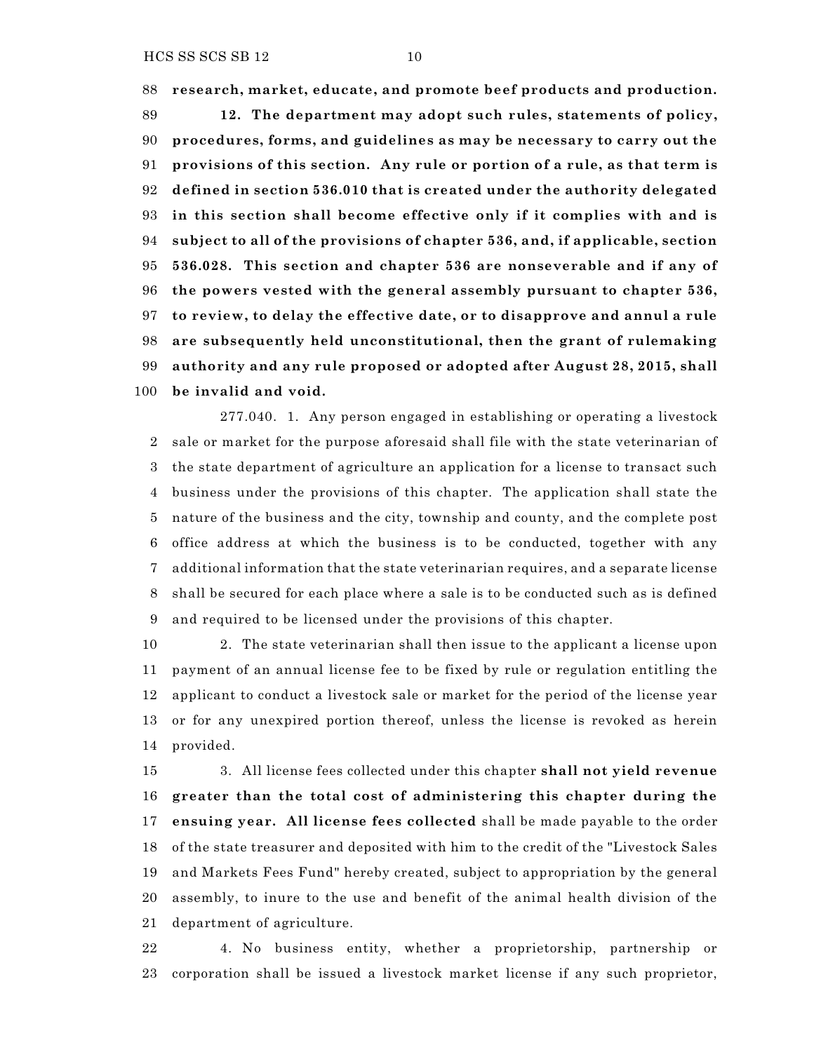**research, market, educate, and promote beef products and production.**

**12. The department may adopt such rules, statements of policy, procedures, forms, and guidelines as may be necessary to carry out the provisions of this section. Any rule or portion of a rule, as that term is defined in section 536.010 that is created under the authority delegated in this section shall become effective only if it complies with and is subject to all of the provisions of chapter 536, and, if applicable, section 536.028. This section and chapter 536 are nonseverable and if any of the powers vested with the general assembly pursuant to chapter 536, to review, to delay the effective date, or to disapprove and annul a rule are subsequently held unconstitutional, then the grant of rulemaking authority and any rule proposed or adopted after August 28, 2015, shall be invalid and void.**

277.040. 1. Any person engaged in establishing or operating a livestock sale or market for the purpose aforesaid shall file with the state veterinarian of the state department of agriculture an application for a license to transact such business under the provisions of this chapter. The application shall state the nature of the business and the city, township and county, and the complete post office address at which the business is to be conducted, together with any additional information that the state veterinarian requires, and a separate license shall be secured for each place where a sale is to be conducted such as is defined and required to be licensed under the provisions of this chapter.

2. The state veterinarian shall then issue to the applicant a license upon payment of an annual license fee to be fixed by rule or regulation entitling the applicant to conduct a livestock sale or market for the period of the license year or for any unexpired portion thereof, unless the license is revoked as herein provided.

3. All license fees collected under this chapter **shall not yield revenue greater than the total cost of administering this chapter during the ensuing year. All license fees collected** shall be made payable to the order of the state treasurer and deposited with him to the credit of the "Livestock Sales and Markets Fees Fund" hereby created, subject to appropriation by the general assembly, to inure to the use and benefit of the animal health division of the department of agriculture.

4. No business entity, whether a proprietorship, partnership or corporation shall be issued a livestock market license if any such proprietor,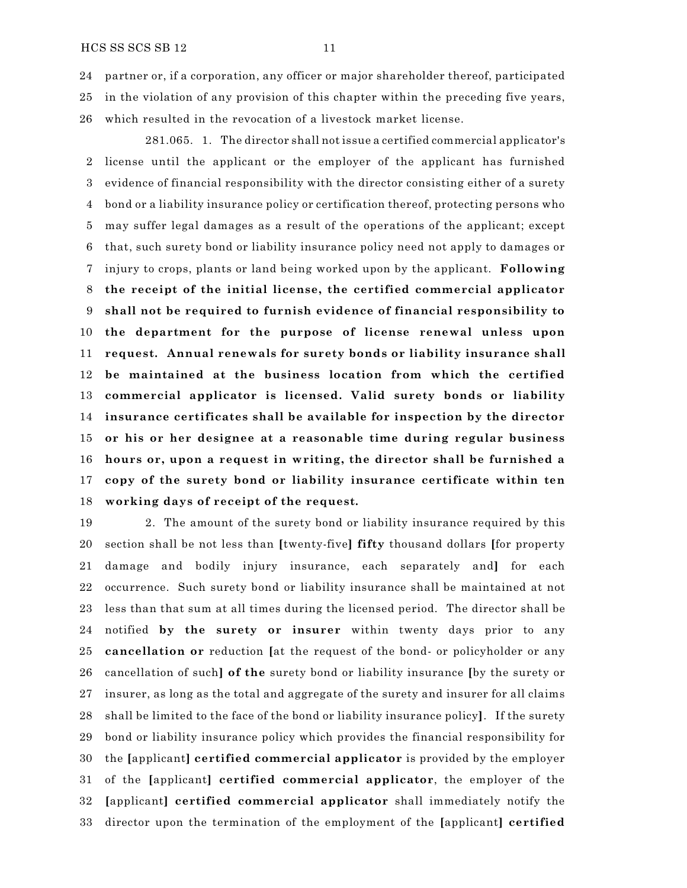partner or, if a corporation, any officer or major shareholder thereof, participated in the violation of any provision of this chapter within the preceding five years, which resulted in the revocation of a livestock market license.

281.065. 1. The director shall not issue a certified commercial applicator's license until the applicant or the employer of the applicant has furnished evidence of financial responsibility with the director consisting either of a surety bond or a liability insurance policy or certification thereof, protecting persons who may suffer legal damages as a result of the operations of the applicant; except that, such surety bond or liability insurance policy need not apply to damages or injury to crops, plants or land being worked upon by the applicant. **Following the receipt of the initial license, the certified commercial applicator shall not be required to furnish evidence of financial responsibility to the department for the purpose of license renewal unless upon request. Annual renewals for surety bonds or liability insurance shall be maintained at the business location from which the certified commercial applicator is licensed. Valid surety bonds or liability insurance certificates shall be available for inspection by the director or his or her designee at a reasonable time during regular business hours or, upon a request in writing, the director shall be furnished a copy of the surety bond or liability insurance certificate within ten working days of receipt of the request.**

2. The amount of the surety bond or liability insurance required by this section shall be not less than **[**twenty-five**] fifty** thousand dollars **[**for property damage and bodily injury insurance, each separately and**]** for each occurrence. Such surety bond or liability insurance shall be maintained at not less than that sum at all times during the licensed period. The director shall be notified **by the surety or insurer** within twenty days prior to any **cancellation or** reduction **[**at the request of the bond- or policyholder or any cancellation of such**] of the** surety bond or liability insurance **[**by the surety or insurer, as long as the total and aggregate of the surety and insurer for all claims shall be limited to the face of the bond or liability insurance policy**]**. If the surety bond or liability insurance policy which provides the financial responsibility for the **[**applicant**] certified commercial applicator** is provided by the employer of the **[**applicant**] certified commercial applicator**, the employer of the **[**applicant**] certified commercial applicator** shall immediately notify the director upon the termination of the employment of the **[**applicant**] certified**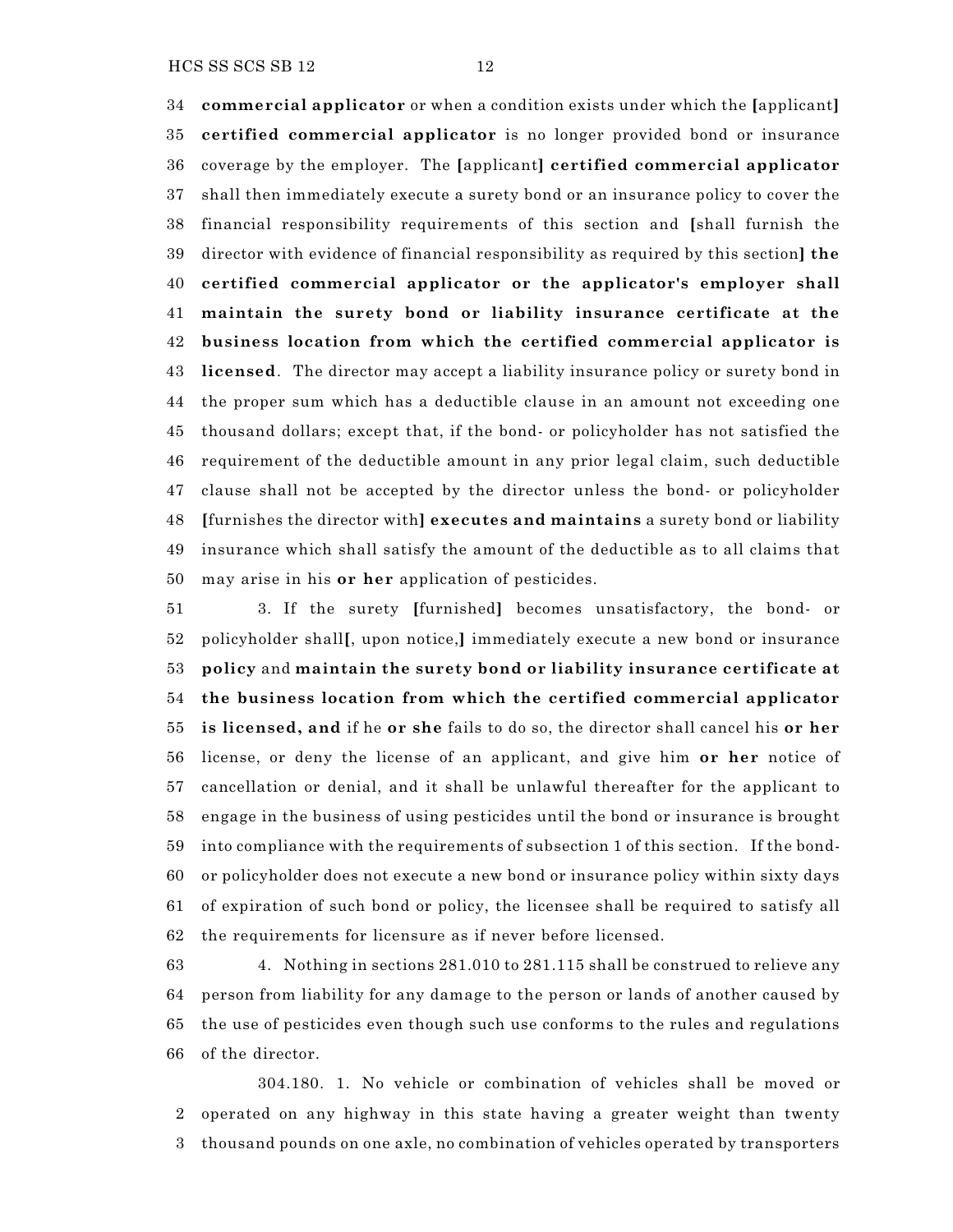**commercial applicator** or when a condition exists under which the [applicant] **certified commercial applicator** is no longer provided bond or insurance coverage by the employer. The [applicant] **certified commercial applicator** shall then immediately execute a surety bond or an insurance policy to cover the financial responsibility requirements of this section and [shall furnish the director with evidence of financial responsibility as required by this section] **the certified commercial applicator or the applicator's employer shall maintain the surety bond or liability insurance certificate at the business location from which the certified commercial applicator is licensed**. The director may accept a liability insurance policy or surety bond in the proper sum which has a deductible clause in an amount not exceeding one thousand dollars; except that, if the bond- or policyholder has not satisfied the requirement of the deductible amount in any prior legal claim, such deductible clause shall not be accepted by the director unless the bond- or policyholder [furnishes the director with] **executes and maintains** a surety bond or liability insurance which shall satisfy the amount of the deductible as to all claims that may arise in his **or her** application of pesticides.

3. If the surety [furnished] becomes unsatisfactory, the bond- or policyholder shall[, upon notice,] immediately execute a new bond or insurance **policy** and **maintain the surety bond or liability insurance certificate at the business location from which the certified commercial applicator is licensed, and** if he **or she** fails to do so, the director shall cancel his **or her** license, or deny the license of an applicant, and give him **or her** notice of cancellation or denial, and it shall be unlawful thereafter for the applicant to engage in the business of using pesticides until the bond or insurance is brought into compliance with the requirements of subsection 1 of this section. If the bond- or policyholder does not execute a new bond or insurance policy within sixty days of expiration of such bond or policy, the licensee shall be required to satisfy all the requirements for licensure as if never before licensed.

4. Nothing in sections 281.010 to 281.115 shall be construed to relieve any person from liability for any damage to the person or lands of another caused by the use of pesticides even though such use conforms to the rules and regulations of the director.

304.180. 1. No vehicle or combination of vehicles shall be moved or operated on any highway in this state having a greater weight than twenty thousand pounds on one axle, no combination of vehicles operated by transporters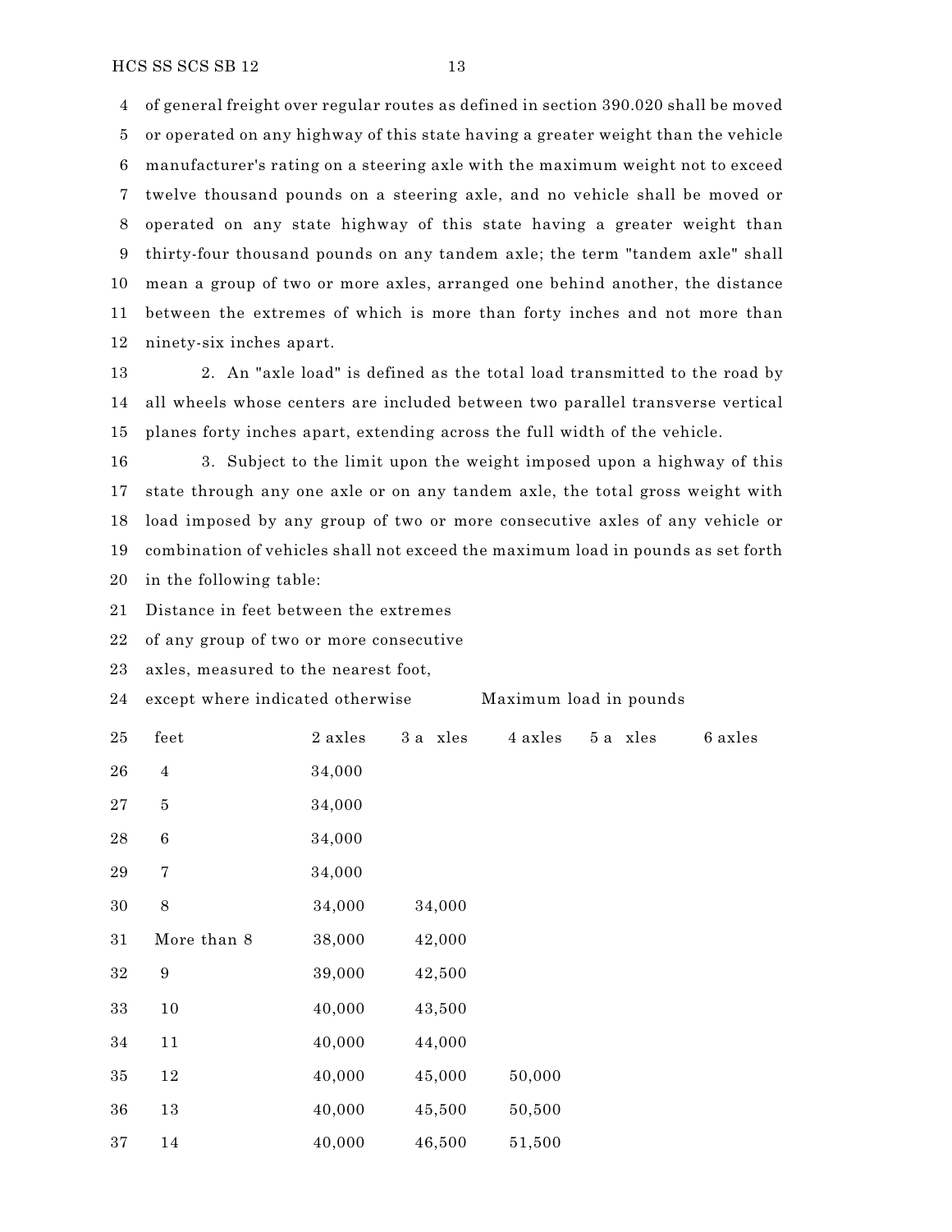of general freight over regular routes as defined in section 390.020 shall be moved or operated on any highway of this state having a greater weight than the vehicle manufacturer's rating on a steering axle with the maximum weight not to exceed twelve thousand pounds on a steering axle, and no vehicle shall be moved or operated on any state highway of this state having a greater weight than thirty-four thousand pounds on any tandem axle; the term "tandem axle" shall mean a group of two or more axles, arranged one behind another, the distance between the extremes of which is more than forty inches and not more than ninety-six inches apart.

2. An "axle load" is defined as the total load transmitted to the road by all wheels whose centers are included between two parallel transverse vertical planes forty inches apart, extending across the full width of the vehicle.

3. Subject to the limit upon the weight imposed upon a highway of this state through any one axle or on any tandem axle, the total gross weight with load imposed by any group of two or more consecutive axles of any vehicle or combination of vehicles shall not exceed the maximum load in pounds as set forth in the following table:

| Distance in feet between the extremes of any group of two or more consecutive axles, measured to the nearest foot, except where indicated otherwise | Maximum load in pounds | | | | |
|---|---|---|---|---|---|
| feet | 2 axles | 3 axles | 4 axles | 5 axles | 6 axles |
| 4 | 34,000 | | | | |
| 5 | 34,000 | | | | |
| 6 | 34,000 | | | | |
| 7 | 34,000 | | | | |
| 8 | 34,000 | 34,000 | | | |
| More than 8 | 38,000 | 42,000 | | | |
| 9 | 39,000 | 42,500 | | | |
| 10 | 40,000 | 43,500 | | | |
| 11 | 40,000 | 44,000 | | | |
| 12 | 40,000 | 45,000 | 50,000 | | |
| 13 | 40,000 | 45,500 | 50,500 | | |
| 14 | 40,000 | 46,500 | 51,500 | | |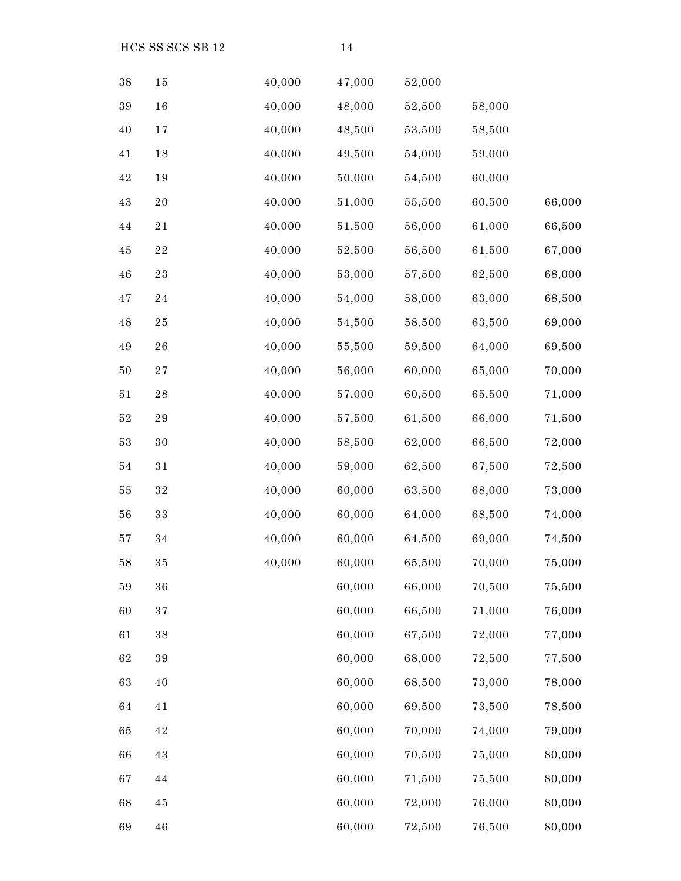| | | | | | | |
|---|---|---|---|---|---|---|
| 38 | 15 | 40,000 | 47,000 | 52,000 | | |
| 39 | 16 | 40,000 | 48,000 | 52,500 | 58,000 | |
| 40 | 17 | 40,000 | 48,500 | 53,500 | 58,500 | |
| 41 | 18 | 40,000 | 49,500 | 54,000 | 59,000 | |
| 42 | 19 | 40,000 | 50,000 | 54,500 | 60,000 | |
| 43 | 20 | 40,000 | 51,000 | 55,500 | 60,500 | 66,000 |
| 44 | 21 | 40,000 | 51,500 | 56,000 | 61,000 | 66,500 |
| 45 | 22 | 40,000 | 52,500 | 56,500 | 61,500 | 67,000 |
| 46 | 23 | 40,000 | 53,000 | 57,500 | 62,500 | 68,000 |
| 47 | 24 | 40,000 | 54,000 | 58,000 | 63,000 | 68,500 |
| 48 | 25 | 40,000 | 54,500 | 58,500 | 63,500 | 69,000 |
| 49 | 26 | 40,000 | 55,500 | 59,500 | 64,000 | 69,500 |
| 50 | 27 | 40,000 | 56,000 | 60,000 | 65,000 | 70,000 |
| 51 | 28 | 40,000 | 57,000 | 60,500 | 65,500 | 71,000 |
| 52 | 29 | 40,000 | 57,500 | 61,500 | 66,000 | 71,500 |
| 53 | 30 | 40,000 | 58,500 | 62,000 | 66,500 | 72,000 |
| 54 | 31 | 40,000 | 59,000 | 62,500 | 67,500 | 72,500 |
| 55 | 32 | 40,000 | 60,000 | 63,500 | 68,000 | 73,000 |
| 56 | 33 | 40,000 | 60,000 | 64,000 | 68,500 | 74,000 |
| 57 | 34 | 40,000 | 60,000 | 64,500 | 69,000 | 74,500 |
| 58 | 35 | 40,000 | 60,000 | 65,500 | 70,000 | 75,000 |
| 59 | 36 | | 60,000 | 66,000 | 70,500 | 75,500 |
| 60 | 37 | | 60,000 | 66,500 | 71,000 | 76,000 |
| 61 | 38 | | 60,000 | 67,500 | 72,000 | 77,000 |
| 62 | 39 | | 60,000 | 68,000 | 72,500 | 77,500 |
| 63 | 40 | | 60,000 | 68,500 | 73,000 | 78,000 |
| 64 | 41 | | 60,000 | 69,500 | 73,500 | 78,500 |
| 65 | 42 | | 60,000 | 70,000 | 74,000 | 79,000 |
| 66 | 43 | | 60,000 | 70,500 | 75,000 | 80,000 |
| 67 | 44 | | 60,000 | 71,500 | 75,500 | 80,000 |
| 68 | 45 | | 60,000 | 72,000 | 76,000 | 80,000 |
| 69 | 46 | | 60,000 | 72,500 | 76,500 | 80,000 |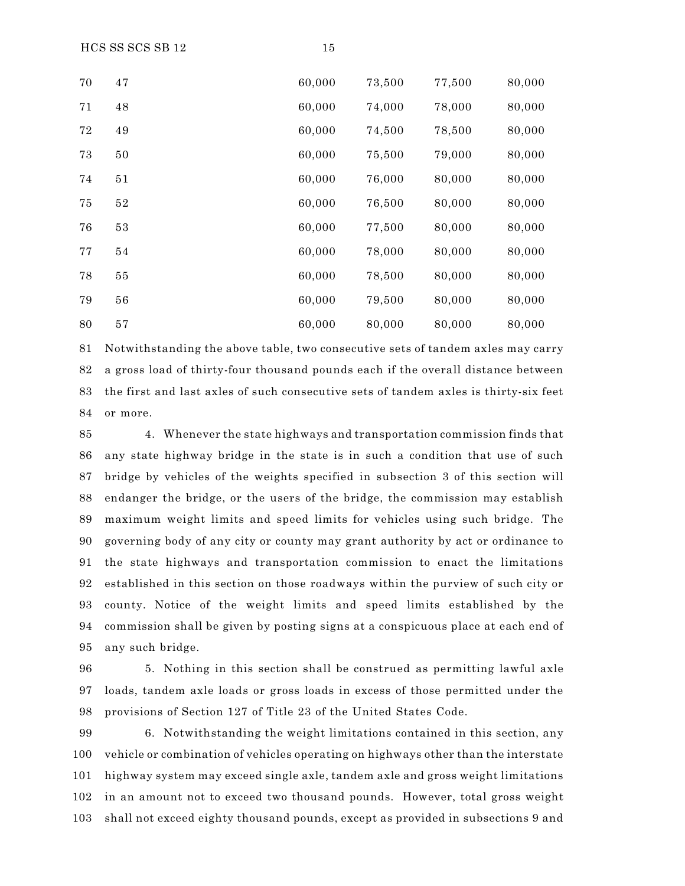| | | | | |
|---|---|---|---|---|
| 47 | 60,000 | 73,500 | 77,500 | 80,000 |
| 48 | 60,000 | 74,000 | 78,000 | 80,000 |
| 49 | 60,000 | 74,500 | 78,500 | 80,000 |
| 50 | 60,000 | 75,500 | 79,000 | 80,000 |
| 51 | 60,000 | 76,000 | 80,000 | 80,000 |
| 52 | 60,000 | 76,500 | 80,000 | 80,000 |
| 53 | 60,000 | 77,500 | 80,000 | 80,000 |
| 54 | 60,000 | 78,000 | 80,000 | 80,000 |
| 55 | 60,000 | 78,500 | 80,000 | 80,000 |
| 56 | 60,000 | 79,500 | 80,000 | 80,000 |
| 57 | 60,000 | 80,000 | 80,000 | 80,000 |

Notwithstanding the above table, two consecutive sets of tandem axles may carry a gross load of thirty-four thousand pounds each if the overall distance between the first and last axles of such consecutive sets of tandem axles is thirty-six feet or more.

4. Whenever the state highways and transportation commission finds that any state highway bridge in the state is in such a condition that use of such bridge by vehicles of the weights specified in subsection 3 of this section will endanger the bridge, or the users of the bridge, the commission may establish maximum weight limits and speed limits for vehicles using such bridge. The governing body of any city or county may grant authority by act or ordinance to the state highways and transportation commission to enact the limitations established in this section on those roadways within the purview of such city or county. Notice of the weight limits and speed limits established by the commission shall be given by posting signs at a conspicuous place at each end of any such bridge.

5. Nothing in this section shall be construed as permitting lawful axle loads, tandem axle loads or gross loads in excess of those permitted under the provisions of Section 127 of Title 23 of the United States Code.

6. Notwithstanding the weight limitations contained in this section, any vehicle or combination of vehicles operating on highways other than the interstate highway system may exceed single axle, tandem axle and gross weight limitations in an amount not to exceed two thousand pounds. However, total gross weight shall not exceed eighty thousand pounds, except as provided in subsections 9 and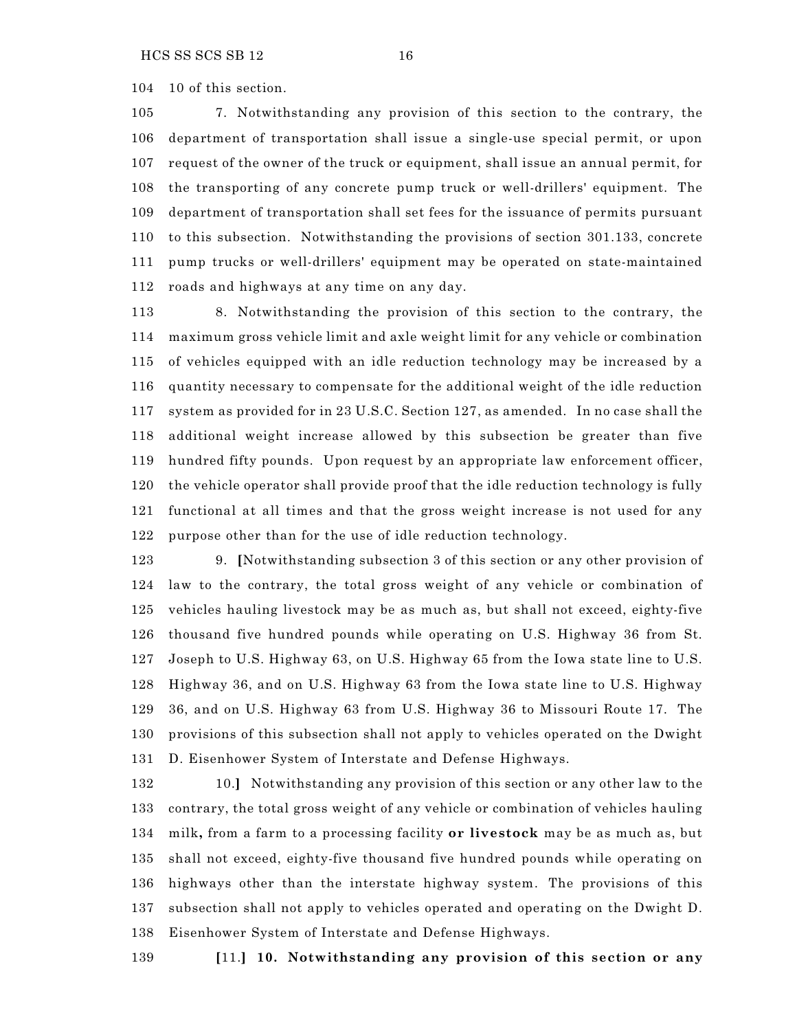104 10 of this section.

105 7. Notwithstanding any provision of this section to the contrary, the
106 department of transportation shall issue a single-use special permit, or upon
107 request of the owner of the truck or equipment, shall issue an annual permit, for
108 the transporting of any concrete pump truck or well-drillers' equipment. The
109 department of transportation shall set fees for the issuance of permits pursuant
110 to this subsection. Notwithstanding the provisions of section 301.133, concrete
111 pump trucks or well-drillers' equipment may be operated on state-maintained
112 roads and highways at any time on any day.

113 8. Notwithstanding the provision of this section to the contrary, the
114 maximum gross vehicle limit and axle weight limit for any vehicle or combination
115 of vehicles equipped with an idle reduction technology may be increased by a
116 quantity necessary to compensate for the additional weight of the idle reduction
117 system as provided for in 23 U.S.C. Section 127, as amended. In no case shall the
118 additional weight increase allowed by this subsection be greater than five
119 hundred fifty pounds. Upon request by an appropriate law enforcement officer,
120 the vehicle operator shall provide proof that the idle reduction technology is fully
121 functional at all times and that the gross weight increase is not used for any
122 purpose other than for the use of idle reduction technology.

123 9. **[**Notwithstanding subsection 3 of this section or any other provision of
124 law to the contrary, the total gross weight of any vehicle or combination of
125 vehicles hauling livestock may be as much as, but shall not exceed, eighty-five
126 thousand five hundred pounds while operating on U.S. Highway 36 from St.
127 Joseph to U.S. Highway 63, on U.S. Highway 65 from the Iowa state line to U.S.
128 Highway 36, and on U.S. Highway 63 from the Iowa state line to U.S. Highway
129 36, and on U.S. Highway 63 from U.S. Highway 36 to Missouri Route 17. The
130 provisions of this subsection shall not apply to vehicles operated on the Dwight
131 D. Eisenhower System of Interstate and Defense Highways.

132 10.**]** Notwithstanding any provision of this section or any other law to the
133 contrary, the total gross weight of any vehicle or combination of vehicles hauling
134 milk**,** from a farm to a processing facility **or livestock** may be as much as, but
135 shall not exceed, eighty-five thousand five hundred pounds while operating on
136 highways other than the interstate highway system. The provisions of this
137 subsection shall not apply to vehicles operated and operating on the Dwight D.
138 Eisenhower System of Interstate and Defense Highways.

139 **[**11.**] 10. Notwithstanding any provision of this section or any**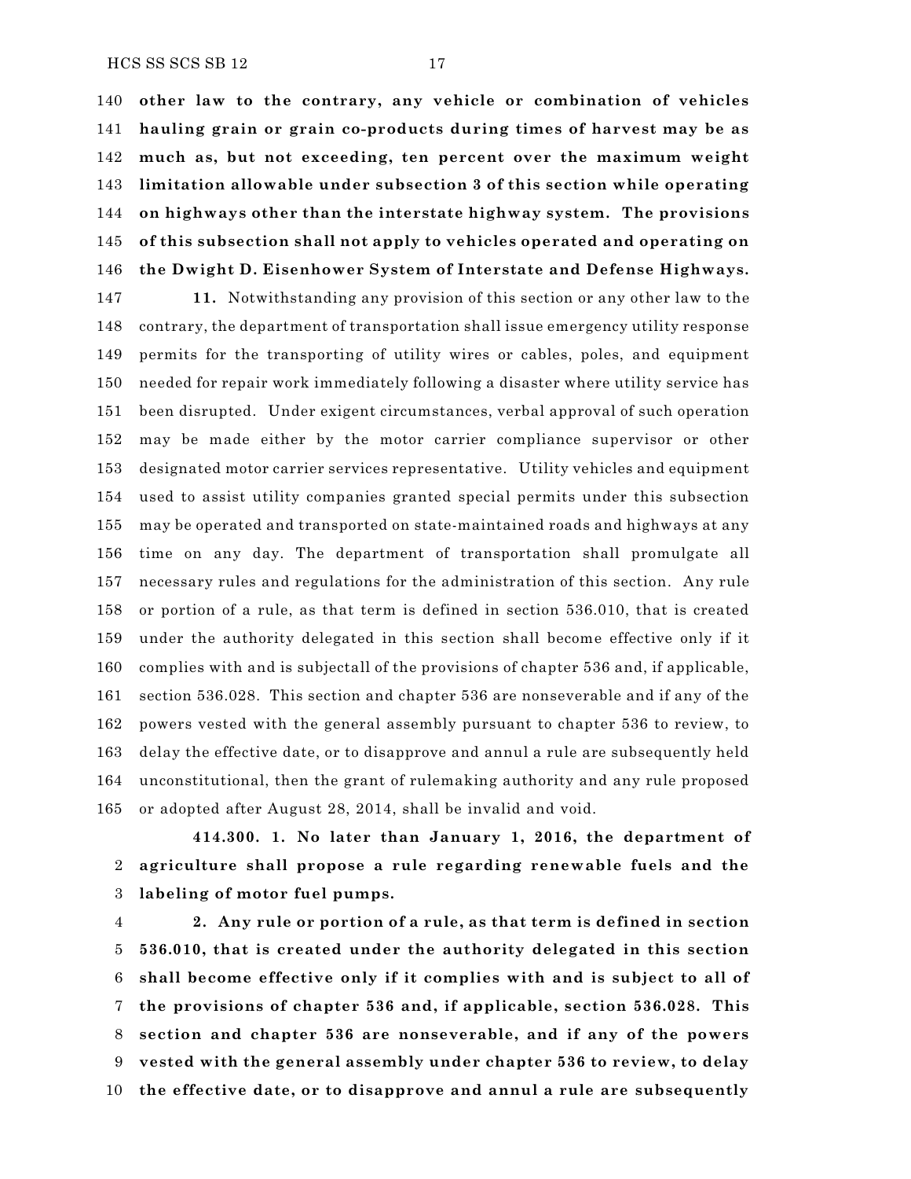**other law to the contrary, any vehicle or combination of vehicles hauling grain or grain co-products during times of harvest may be as much as, but not exceeding, ten percent over the maximum weight limitation allowable under subsection 3 of this section while operating on highways other than the interstate highway system. The provisions of this subsection shall not apply to vehicles operated and operating on the Dwight D. Eisenhower System of Interstate and Defense Highways.**

**11.** Notwithstanding any provision of this section or any other law to the contrary, the department of transportation shall issue emergency utility response permits for the transporting of utility wires or cables, poles, and equipment needed for repair work immediately following a disaster where utility service has been disrupted. Under exigent circumstances, verbal approval of such operation may be made either by the motor carrier compliance supervisor or other designated motor carrier services representative. Utility vehicles and equipment used to assist utility companies granted special permits under this subsection may be operated and transported on state-maintained roads and highways at any time on any day. The department of transportation shall promulgate all necessary rules and regulations for the administration of this section. Any rule or portion of a rule, as that term is defined in section 536.010, that is created under the authority delegated in this section shall become effective only if it complies with and is subjectall of the provisions of chapter 536 and, if applicable, section 536.028. This section and chapter 536 are nonseverable and if any of the powers vested with the general assembly pursuant to chapter 536 to review, to delay the effective date, or to disapprove and annul a rule are subsequently held unconstitutional, then the grant of rulemaking authority and any rule proposed or adopted after August 28, 2014, shall be invalid and void.

**414.300. 1. No later than January 1, 2016, the department of agriculture shall propose a rule regarding renewable fuels and the labeling of motor fuel pumps.**

**2. Any rule or portion of a rule, as that term is defined in section 536.010, that is created under the authority delegated in this section shall become effective only if it complies with and is subject to all of the provisions of chapter 536 and, if applicable, section 536.028. This section and chapter 536 are nonseverable, and if any of the powers vested with the general assembly under chapter 536 to review, to delay the effective date, or to disapprove and annul a rule are subsequently**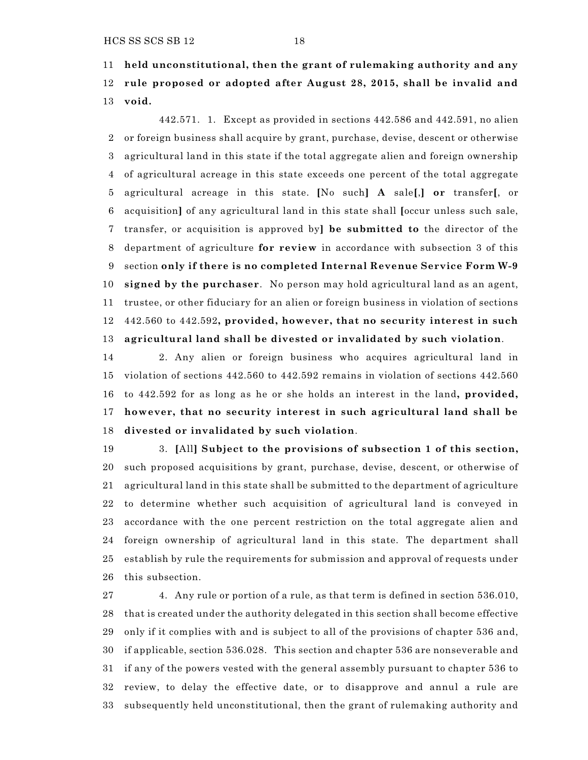**held unconstitutional, then the grant of rulemaking authority and any rule proposed or adopted after August 28, 2015, shall be invalid and void.**

442.571. 1. Except as provided in sections 442.586 and 442.591, no alien or foreign business shall acquire by grant, purchase, devise, descent or otherwise agricultural land in this state if the total aggregate alien and foreign ownership of agricultural acreage in this state exceeds one percent of the total aggregate agricultural acreage in this state. [No such] **A** sale[,] **or** transfer[, or acquisition] of any agricultural land in this state shall [occur unless such sale, transfer, or acquisition is approved by] **be submitted to** the director of the department of agriculture **for review** in accordance with subsection 3 of this section **only if there is no completed Internal Revenue Service Form W-9 signed by the purchaser**. No person may hold agricultural land as an agent, trustee, or other fiduciary for an alien or foreign business in violation of sections 442.560 to 442.592**, provided, however, that no security interest in such agricultural land shall be divested or invalidated by such violation**.

2. Any alien or foreign business who acquires agricultural land in violation of sections 442.560 to 442.592 remains in violation of sections 442.560 to 442.592 for as long as he or she holds an interest in the land**, provided, however, that no security interest in such agricultural land shall be divested or invalidated by such violation**.

3. [All] **Subject to the provisions of subsection 1 of this section,** such proposed acquisitions by grant, purchase, devise, descent, or otherwise of agricultural land in this state shall be submitted to the department of agriculture to determine whether such acquisition of agricultural land is conveyed in accordance with the one percent restriction on the total aggregate alien and foreign ownership of agricultural land in this state. The department shall establish by rule the requirements for submission and approval of requests under this subsection.

4. Any rule or portion of a rule, as that term is defined in section 536.010, that is created under the authority delegated in this section shall become effective only if it complies with and is subject to all of the provisions of chapter 536 and, if applicable, section 536.028. This section and chapter 536 are nonseverable and if any of the powers vested with the general assembly pursuant to chapter 536 to review, to delay the effective date, or to disapprove and annul a rule are subsequently held unconstitutional, then the grant of rulemaking authority and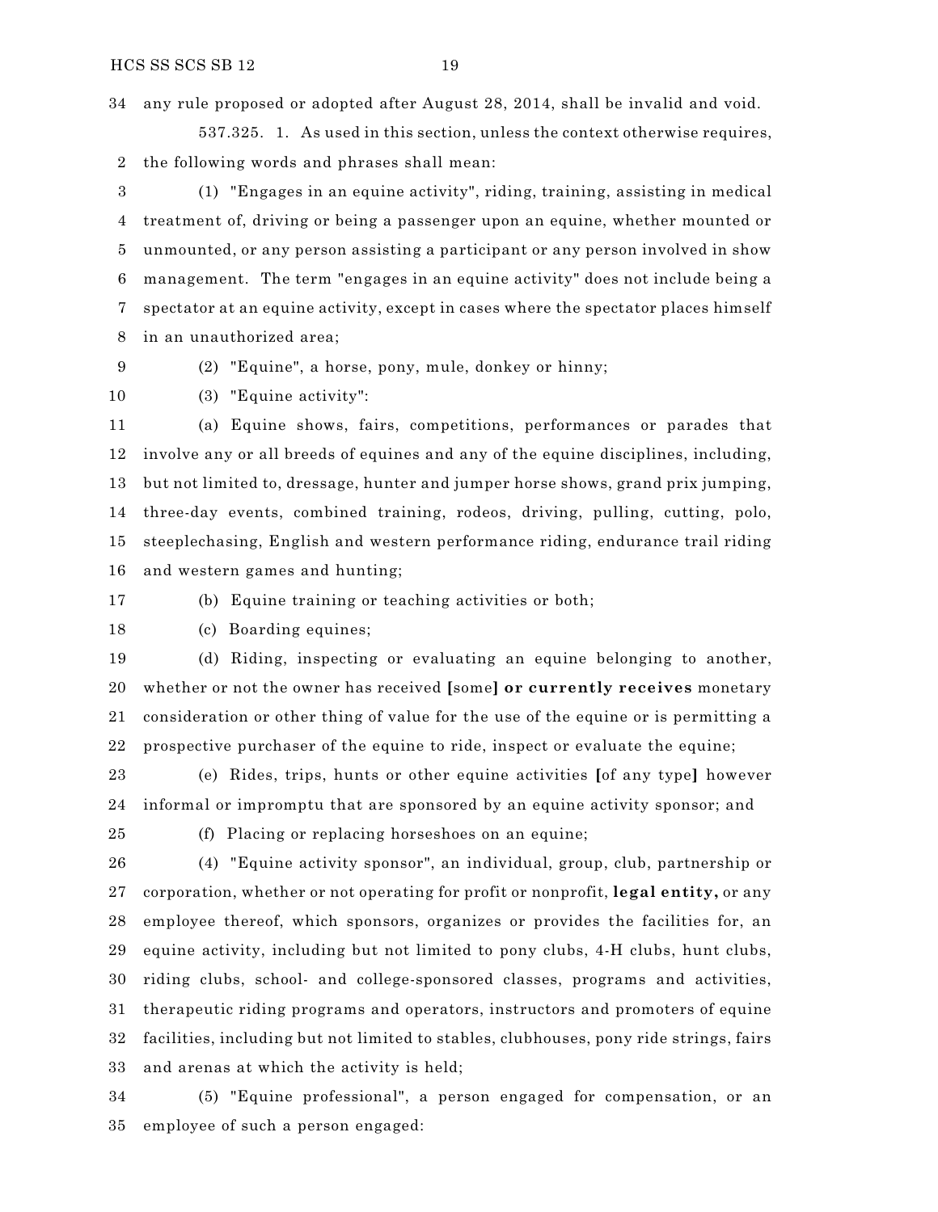any rule proposed or adopted after August 28, 2014, shall be invalid and void.

537.325. 1. As used in this section, unless the context otherwise requires, the following words and phrases shall mean:

(1) "Engages in an equine activity", riding, training, assisting in medical treatment of, driving or being a passenger upon an equine, whether mounted or unmounted, or any person assisting a participant or any person involved in show management. The term "engages in an equine activity" does not include being a spectator at an equine activity, except in cases where the spectator places himself in an unauthorized area;

(2) "Equine", a horse, pony, mule, donkey or hinny;

(3) "Equine activity":

(a) Equine shows, fairs, competitions, performances or parades that involve any or all breeds of equines and any of the equine disciplines, including, but not limited to, dressage, hunter and jumper horse shows, grand prix jumping, three-day events, combined training, rodeos, driving, pulling, cutting, polo, steeplechasing, English and western performance riding, endurance trail riding and western games and hunting;

(b) Equine training or teaching activities or both;

(c) Boarding equines;

(d) Riding, inspecting or evaluating an equine belonging to another, whether or not the owner has received [some] **or currently receives** monetary consideration or other thing of value for the use of the equine or is permitting a prospective purchaser of the equine to ride, inspect or evaluate the equine;

(e) Rides, trips, hunts or other equine activities [of any type] however informal or impromptu that are sponsored by an equine activity sponsor; and

(f) Placing or replacing horseshoes on an equine;

(4) "Equine activity sponsor", an individual, group, club, partnership or corporation, whether or not operating for profit or nonprofit, **legal entity,** or any employee thereof, which sponsors, organizes or provides the facilities for, an equine activity, including but not limited to pony clubs, 4-H clubs, hunt clubs, riding clubs, school- and college-sponsored classes, programs and activities, therapeutic riding programs and operators, instructors and promoters of equine facilities, including but not limited to stables, clubhouses, pony ride strings, fairs and arenas at which the activity is held;

(5) "Equine professional", a person engaged for compensation, or an employee of such a person engaged: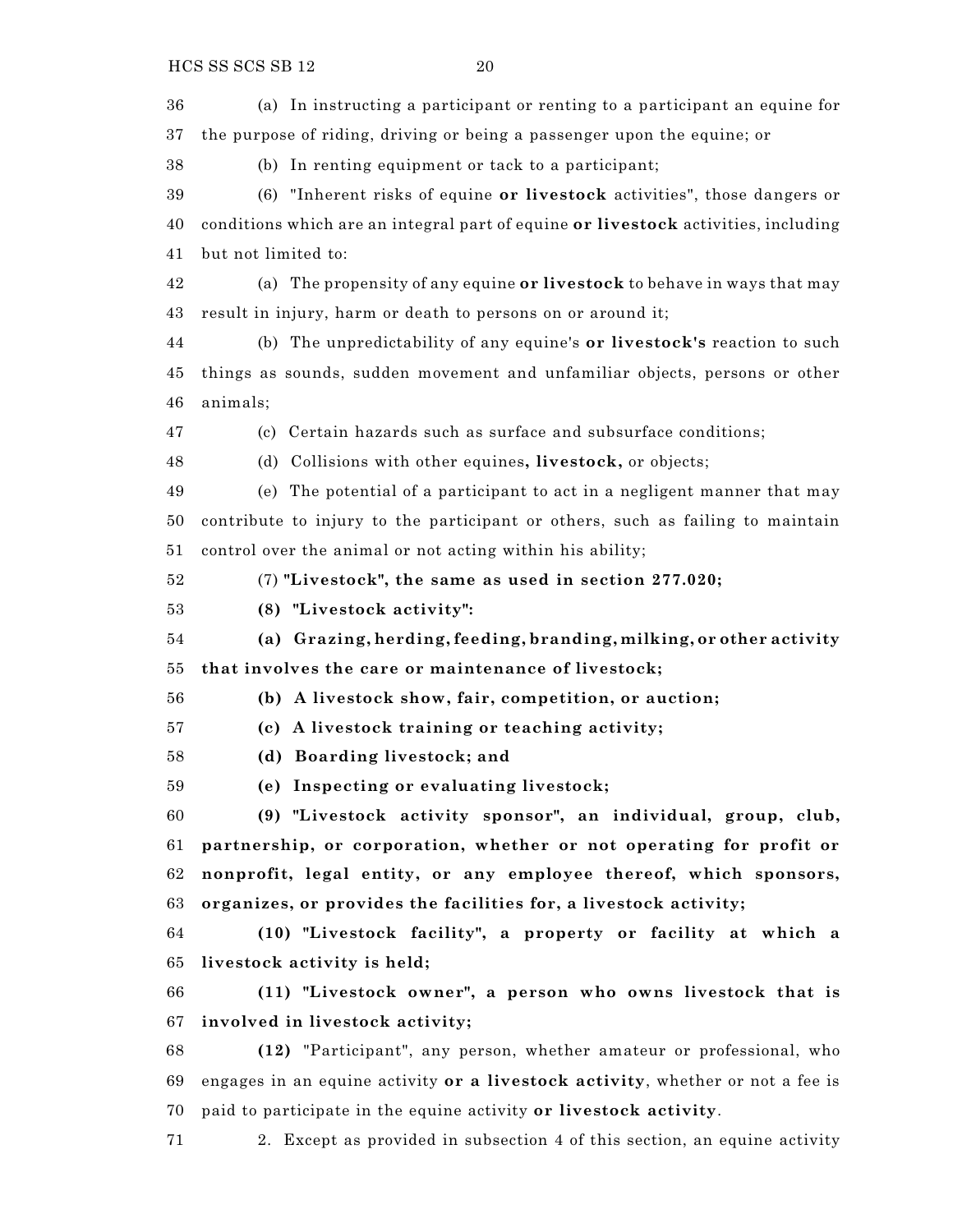(a) In instructing a participant or renting to a participant an equine for the purpose of riding, driving or being a passenger upon the equine; or

(b) In renting equipment or tack to a participant;

(6) "Inherent risks of equine **or livestock** activities", those dangers or conditions which are an integral part of equine **or livestock** activities, including but not limited to:

(a) The propensity of any equine **or livestock** to behave in ways that may result in injury, harm or death to persons on or around it;

(b) The unpredictability of any equine's **or livestock's** reaction to such things as sounds, sudden movement and unfamiliar objects, persons or other animals;

(c) Certain hazards such as surface and subsurface conditions;

(d) Collisions with other equines**, livestock,** or objects;

(e) The potential of a participant to act in a negligent manner that may contribute to injury to the participant or others, such as failing to maintain control over the animal or not acting within his ability;

(7) **"Livestock", the same as used in section 277.020;**

**(8) "Livestock activity":**

**(a) Grazing, herding, feeding, branding, milking, or other activity that involves the care or maintenance of livestock;**

**(b) A livestock show, fair, competition, or auction;**

**(c) A livestock training or teaching activity;**

**(d) Boarding livestock; and**

**(e) Inspecting or evaluating livestock;**

**(9) "Livestock activity sponsor", an individual, group, club, partnership, or corporation, whether or not operating for profit or nonprofit, legal entity, or any employee thereof, which sponsors, organizes, or provides the facilities for, a livestock activity;**

**(10) "Livestock facility", a property or facility at which a livestock activity is held;**

**(11) "Livestock owner", a person who owns livestock that is involved in livestock activity;**

**(12)** "Participant", any person, whether amateur or professional, who engages in an equine activity **or a livestock activity**, whether or not a fee is paid to participate in the equine activity **or livestock activity**.

2. Except as provided in subsection 4 of this section, an equine activity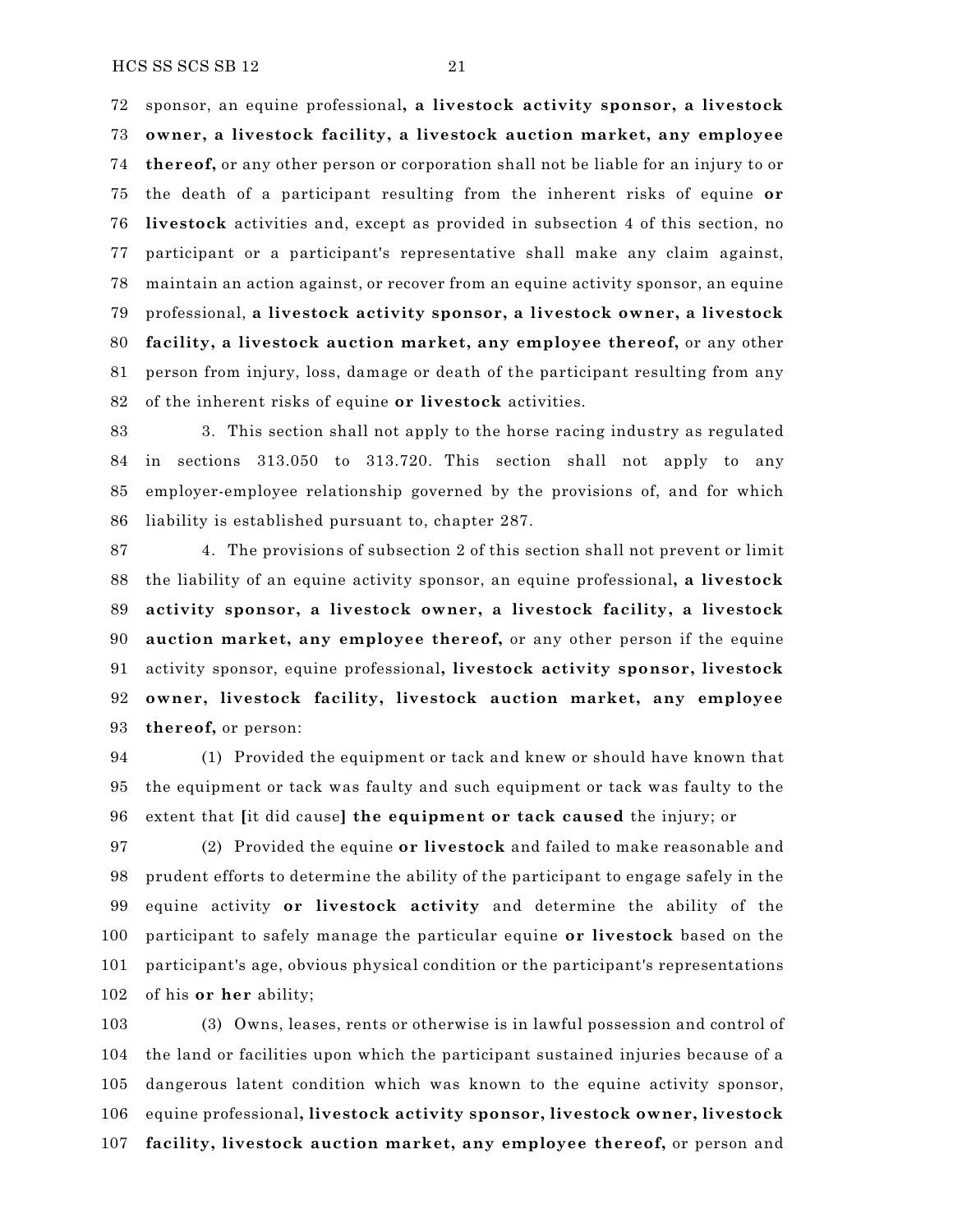sponsor, an equine professional**, a livestock activity sponsor, a livestock owner, a livestock facility, a livestock auction market, any employee thereof,** or any other person or corporation shall not be liable for an injury to or the death of a participant resulting from the inherent risks of equine **or livestock** activities and, except as provided in subsection 4 of this section, no participant or a participant's representative shall make any claim against, maintain an action against, or recover from an equine activity sponsor, an equine professional, **a livestock activity sponsor, a livestock owner, a livestock facility, a livestock auction market, any employee thereof,** or any other person from injury, loss, damage or death of the participant resulting from any of the inherent risks of equine **or livestock** activities.

3. This section shall not apply to the horse racing industry as regulated in sections 313.050 to 313.720. This section shall not apply to any employer-employee relationship governed by the provisions of, and for which liability is established pursuant to, chapter 287.

4. The provisions of subsection 2 of this section shall not prevent or limit the liability of an equine activity sponsor, an equine professional**, a livestock activity sponsor, a livestock owner, a livestock facility, a livestock auction market, any employee thereof,** or any other person if the equine activity sponsor, equine professional**, livestock activity sponsor, livestock owner, livestock facility, livestock auction market, any employee thereof,** or person:

(1) Provided the equipment or tack and knew or should have known that the equipment or tack was faulty and such equipment or tack was faulty to the extent that **[**it did cause**] the equipment or tack caused** the injury; or

(2) Provided the equine **or livestock** and failed to make reasonable and prudent efforts to determine the ability of the participant to engage safely in the equine activity **or livestock activity** and determine the ability of the participant to safely manage the particular equine **or livestock** based on the participant's age, obvious physical condition or the participant's representations of his **or her** ability;

(3) Owns, leases, rents or otherwise is in lawful possession and control of the land or facilities upon which the participant sustained injuries because of a dangerous latent condition which was known to the equine activity sponsor, equine professional**, livestock activity sponsor, livestock owner, livestock facility, livestock auction market, any employee thereof,** or person and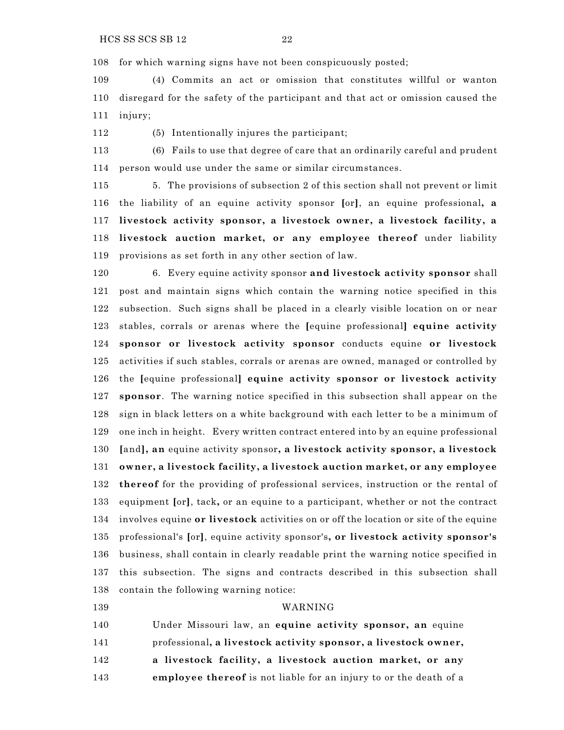for which warning signs have not been conspicuously posted;

(4) Commits an act or omission that constitutes willful or wanton disregard for the safety of the participant and that act or omission caused the injury;

(5) Intentionally injures the participant;

(6) Fails to use that degree of care that an ordinarily careful and prudent person would use under the same or similar circumstances.

5. The provisions of subsection 2 of this section shall not prevent or limit the liability of an equine activity sponsor [or], an equine professional**, a livestock activity sponsor, a livestock owner, a livestock facility, a livestock auction market, or any employee thereof** under liability provisions as set forth in any other section of law.

6. Every equine activity sponsor **and livestock activity sponsor** shall post and maintain signs which contain the warning notice specified in this subsection. Such signs shall be placed in a clearly visible location on or near stables, corrals or arenas where the [equine professional] **equine activity sponsor or livestock activity sponsor** conducts equine **or livestock** activities if such stables, corrals or arenas are owned, managed or controlled by the [equine professional] **equine activity sponsor or livestock activity sponsor**. The warning notice specified in this subsection shall appear on the sign in black letters on a white background with each letter to be a minimum of one inch in height. Every written contract entered into by an equine professional [and]**, an** equine activity sponsor**, a livestock activity sponsor, a livestock owner, a livestock facility, a livestock auction market, or any employee thereof** for the providing of professional services, instruction or the rental of equipment [or], tack**,** or an equine to a participant, whether or not the contract involves equine **or livestock** activities on or off the location or site of the equine professional's [or], equine activity sponsor's**, or livestock activity sponsor's** business, shall contain in clearly readable print the warning notice specified in this subsection. The signs and contracts described in this subsection shall contain the following warning notice:

WARNING

Under Missouri law, an **equine activity sponsor, an** equine professional**, a livestock activity sponsor, a livestock owner, a livestock facility, a livestock auction market, or any employee thereof** is not liable for an injury to or the death of a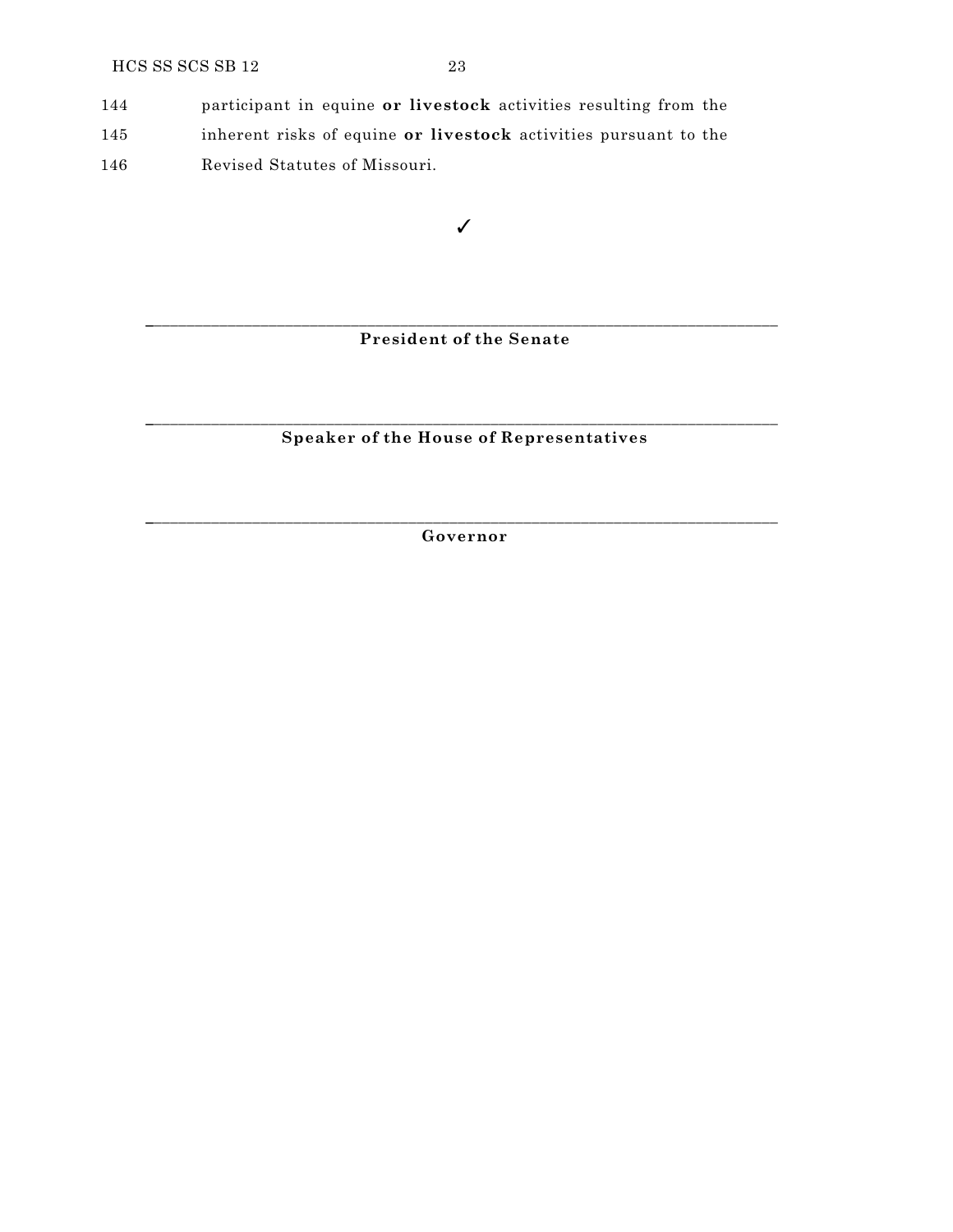144 participant in equine **or livestock** activities resulting from the
145 inherent risks of equine **or livestock** activities pursuant to the
146 Revised Statutes of Missouri.

✓

\_\_\_\_\_\_\_\_\_\_\_\_\_\_\_\_\_\_\_\_\_\_\_\_\_\_\_\_\_\_\_\_\_\_\_\_\_\_\_\_\_\_\_\_

**President of the Senate**

\_\_\_\_\_\_\_\_\_\_\_\_\_\_\_\_\_\_\_\_\_\_\_\_\_\_\_\_\_\_\_\_\_\_\_\_\_\_\_\_\_\_\_\_

**Speaker of the House of Representatives**

\_\_\_\_\_\_\_\_\_\_\_\_\_\_\_\_\_\_\_\_\_\_\_\_\_\_\_\_\_\_\_\_\_\_\_\_\_\_\_\_\_\_\_\_

**Governor**